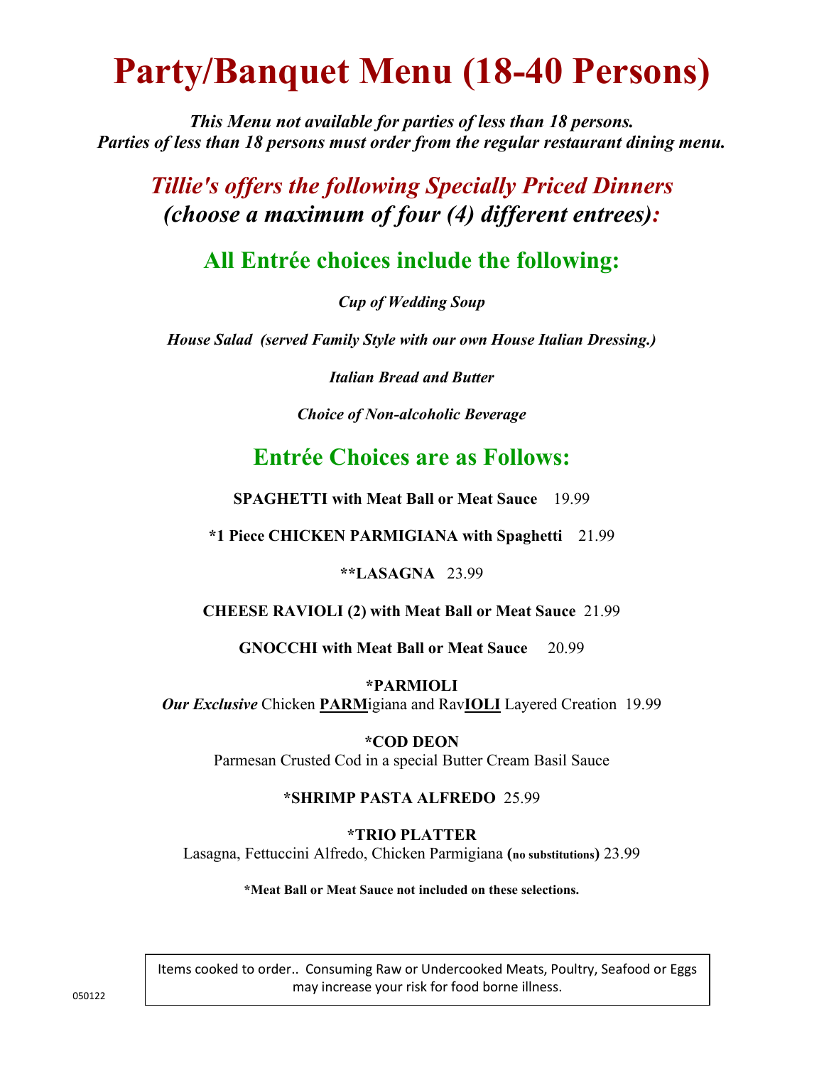# Party/Banquet Menu (18-40 Persons)

***This Menu not available for parties of less than 18 persons.***
***Parties of less than 18 persons must order from the regular restaurant dining menu.***

## *Tillie's offers the following Specially Priced Dinners*
## *(choose a maximum of four (4) different entrees):*

## All Entrée choices include the following:

***Cup of Wedding Soup***

***House Salad (served Family Style with our own House Italian Dressing.)***

***Italian Bread and Butter***

***Choice of Non-alcoholic Beverage***

## Entrée Choices are as Follows:

**SPAGHETTI with Meat Ball or Meat Sauce** 19.99

**\*1 Piece CHICKEN PARMIGIANA with Spaghetti** 21.99

**\*\*LASAGNA** 23.99

**CHEESE RAVIOLI (2) with Meat Ball or Meat Sauce** 21.99

**GNOCCHI with Meat Ball or Meat Sauce** 20.99

**\*PARMIOLI**
***Our Exclusive*** Chicken **PARM**igiana and Rav**IOLI** Layered Creation 19.99

**\*COD DEON**
Parmesan Crusted Cod in a special Butter Cream Basil Sauce

**\*SHRIMP PASTA ALFREDO** 25.99

**\*TRIO PLATTER**
Lasagna, Fettuccini Alfredo, Chicken Parmigiana (**no substitutions**) 23.99

**\*Meat Ball or Meat Sauce not included on these selections.**

Items cooked to order.. Consuming Raw or Undercooked Meats, Poultry, Seafood or Eggs may increase your risk for food borne illness.

050122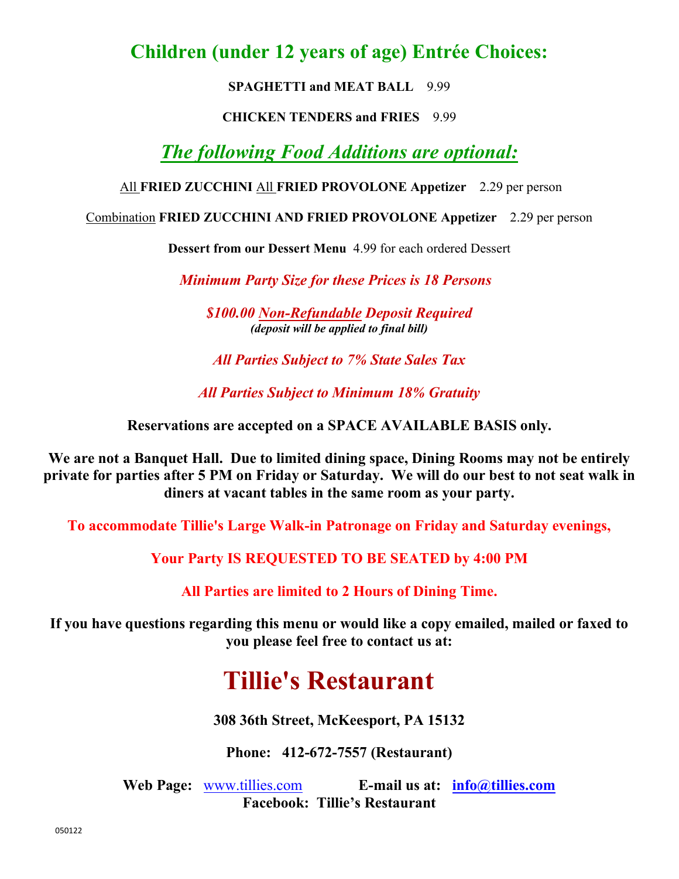## Children (under 12 years of age) Entrée Choices:

**SPAGHETTI and MEAT BALL** 9.99

**CHICKEN TENDERS and FRIES** 9.99

## *The following Food Additions are optional:*

All **FRIED ZUCCHINI** All **FRIED PROVOLONE Appetizer** 2.29 per person

Combination **FRIED ZUCCHINI AND FRIED PROVOLONE Appetizer** 2.29 per person

**Dessert from our Dessert Menu** 4.99 for each ordered Dessert

***Minimum Party Size for these Prices is 18 Persons***

***$100.00 Non-Refundable Deposit Required***
***(deposit will be applied to final bill)***

***All Parties Subject to 7% State Sales Tax***

***All Parties Subject to Minimum 18% Gratuity***

**Reservations are accepted on a SPACE AVAILABLE BASIS only.**

**We are not a Banquet Hall. Due to limited dining space, Dining Rooms may not be entirely private for parties after 5 PM on Friday or Saturday. We will do our best to not seat walk in diners at vacant tables in the same room as your party.**

**To accommodate Tillie's Large Walk-in Patronage on Friday and Saturday evenings,**

**Your Party IS REQUESTED TO BE SEATED by 4:00 PM**

**All Parties are limited to 2 Hours of Dining Time.**

**If you have questions regarding this menu or would like a copy emailed, mailed or faxed to you please feel free to contact us at:**

# Tillie's Restaurant

**308 36th Street, McKeesport, PA 15132**

**Phone: 412-672-7557 (Restaurant)**

**Web Page:** www.tillies.com **E-mail us at:** **info@tillies.com**
**Facebook: Tillie's Restaurant**

050122